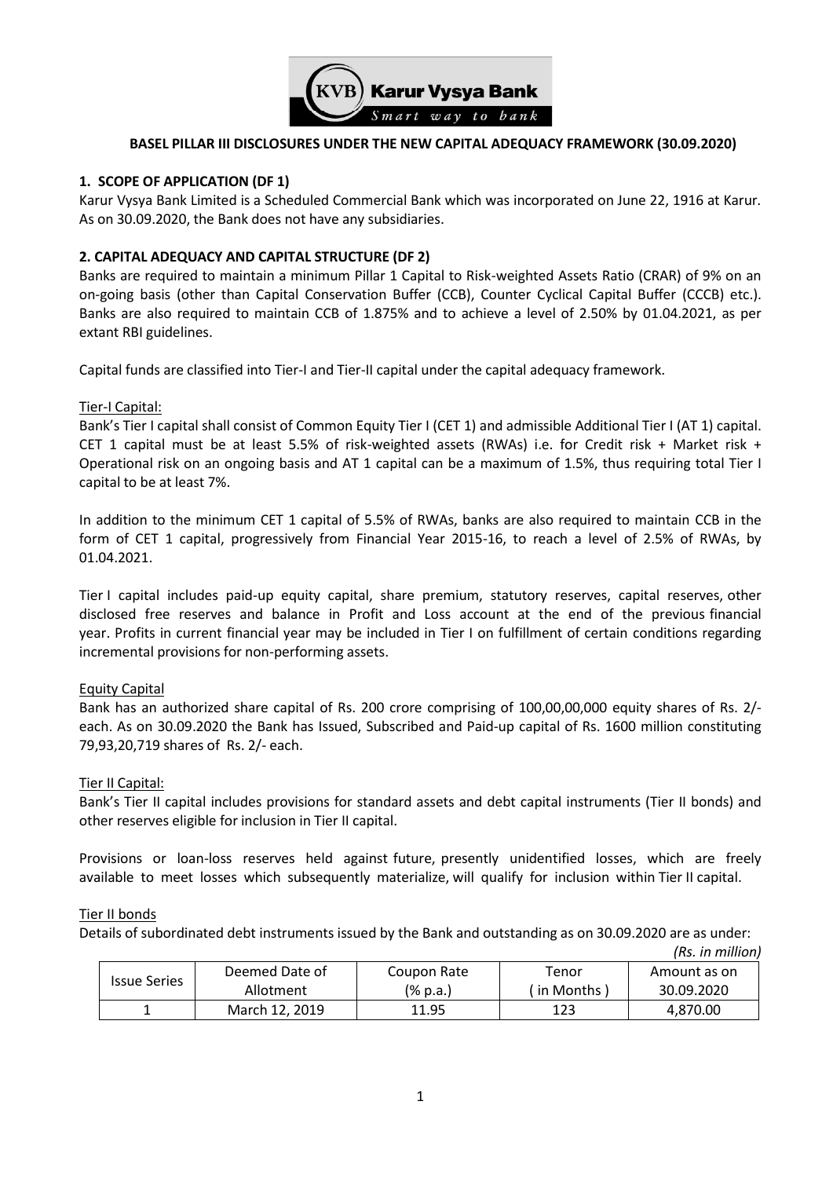# BASEL PILLAR III DISCLOSURES UNDER THE NEW CAPITAL ADEQUACY FRAMEWORK (30.09.2020)

## 1. SCOPE OF APPLICATION (DF 1)

Karur Vysya Bank Limited is a Scheduled Commercial Bank which was incorporated on June 22, 1916 at Karur. As on 30.09.2020, the Bank does not have any subsidiaries.

## 2. CAPITAL ADEQUACY AND CAPITAL STRUCTURE (DF 2)

Banks are required to maintain a minimum Pillar 1 Capital to Risk-weighted Assets Ratio (CRAR) of 9% on an on-going basis (other than Capital Conservation Buffer (CCB), Counter Cyclical Capital Buffer (CCCB) etc.). Banks are also required to maintain CCB of 1.875% and to achieve a level of 2.50% by 01.04.2021, as per extant RBI guidelines.

Capital funds are classified into Tier-I and Tier-II capital under the capital adequacy framework.

<u>Tier-I Capital:</u>

Bank's Tier I capital shall consist of Common Equity Tier I (CET 1) and admissible Additional Tier I (AT 1) capital. CET 1 capital must be at least 5.5% of risk-weighted assets (RWAs) i.e. for Credit risk + Market risk + Operational risk on an ongoing basis and AT 1 capital can be a maximum of 1.5%, thus requiring total Tier I capital to be at least 7%.

In addition to the minimum CET 1 capital of 5.5% of RWAs, banks are also required to maintain CCB in the form of CET 1 capital, progressively from Financial Year 2015-16, to reach a level of 2.5% of RWAs, by 01.04.2021.

Tier I capital includes paid-up equity capital, share premium, statutory reserves, capital reserves, other disclosed free reserves and balance in Profit and Loss account at the end of the previous financial year. Profits in current financial year may be included in Tier I on fulfillment of certain conditions regarding incremental provisions for non-performing assets.

<u>Equity Capital</u>

Bank has an authorized share capital of Rs. 200 crore comprising of 100,00,00,000 equity shares of Rs. 2/- each. As on 30.09.2020 the Bank has Issued, Subscribed and Paid-up capital of Rs. 1600 million constituting 79,93,20,719 shares of Rs. 2/- each.

<u>Tier II Capital:</u>

Bank's Tier II capital includes provisions for standard assets and debt capital instruments (Tier II bonds) and other reserves eligible for inclusion in Tier II capital.

Provisions or loan-loss reserves held against future, presently unidentified losses, which are freely available to meet losses which subsequently materialize, will qualify for inclusion within Tier II capital.

<u>Tier II bonds</u>

Details of subordinated debt instruments issued by the Bank and outstanding as on 30.09.2020 are as under:

*(Rs. in million)*

| Issue Series | Deemed Date of Allotment | Coupon Rate (% p.a.) | Tenor ( in Months ) | Amount as on 30.09.2020 |
|---|---|---|---|---|
| 1 | March 12, 2019 | 11.95 | 123 | 4,870.00 |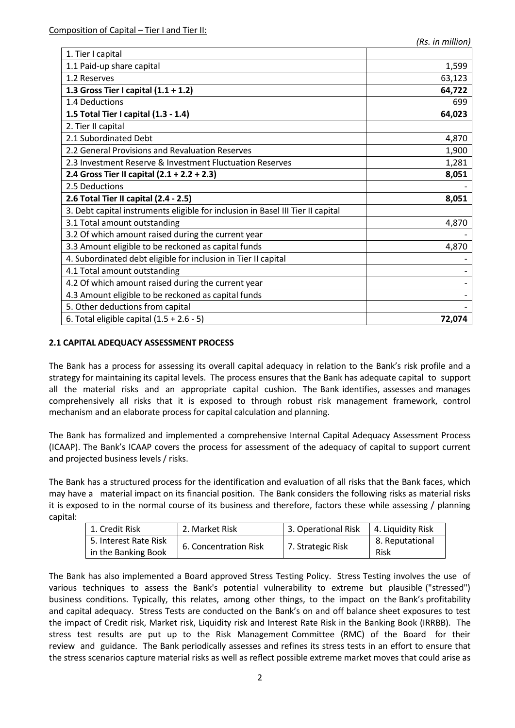Composition of Capital – Tier I and Tier II:

*(Rs. in million)*

| | |
|---|---|
| 1. Tier I capital | |
| 1.1 Paid-up share capital | 1,599 |
| 1.2 Reserves | 63,123 |
| **1.3 Gross Tier I capital (1.1 + 1.2)** | **64,722** |
| 1.4 Deductions | 699 |
| **1.5 Total Tier I capital (1.3 - 1.4)** | **64,023** |
| 2. Tier II capital | |
| 2.1 Subordinated Debt | 4,870 |
| 2.2 General Provisions and Revaluation Reserves | 1,900 |
| 2.3 Investment Reserve & Investment Fluctuation Reserves | 1,281 |
| **2.4 Gross Tier II capital (2.1 + 2.2 + 2.3)** | **8,051** |
| 2.5 Deductions | - |
| **2.6 Total Tier II capital (2.4 - 2.5)** | **8,051** |
| 3. Debt capital instruments eligible for inclusion in Basel III Tier II capital | |
| 3.1 Total amount outstanding | 4,870 |
| 3.2 Of which amount raised during the current year | - |
| 3.3 Amount eligible to be reckoned as capital funds | 4,870 |
| 4. Subordinated debt eligible for inclusion in Tier II capital | - |
| 4.1 Total amount outstanding | - |
| 4.2 Of which amount raised during the current year | - |
| 4.3 Amount eligible to be reckoned as capital funds | - |
| 5. Other deductions from capital | - |
| 6. Total eligible capital (1.5 + 2.6 - 5) | **72,074** |

**2.1 CAPITAL ADEQUACY ASSESSMENT PROCESS**

The Bank has a process for assessing its overall capital adequacy in relation to the Bank's risk profile and a strategy for maintaining its capital levels. The process ensures that the Bank has adequate capital to support all the material risks and an appropriate capital cushion. The Bank identifies, assesses and manages comprehensively all risks that it is exposed to through robust risk management framework, control mechanism and an elaborate process for capital calculation and planning.

The Bank has formalized and implemented a comprehensive Internal Capital Adequacy Assessment Process (ICAAP). The Bank's ICAAP covers the process for assessment of the adequacy of capital to support current and projected business levels / risks.

The Bank has a structured process for the identification and evaluation of all risks that the Bank faces, which may have a material impact on its financial position. The Bank considers the following risks as material risks it is exposed to in the normal course of its business and therefore, factors these while assessing / planning capital:

| | | | |
|---|---|---|---|
| 1. Credit Risk | 2. Market Risk | 3. Operational Risk | 4. Liquidity Risk |
| 5. Interest Rate Risk in the Banking Book | 6. Concentration Risk | 7. Strategic Risk | 8. Reputational Risk |

The Bank has also implemented a Board approved Stress Testing Policy. Stress Testing involves the use of various techniques to assess the Bank's potential vulnerability to extreme but plausible ("stressed") business conditions. Typically, this relates, among other things, to the impact on the Bank's profitability and capital adequacy. Stress Tests are conducted on the Bank's on and off balance sheet exposures to test the impact of Credit risk, Market risk, Liquidity risk and Interest Rate Risk in the Banking Book (IRRBB). The stress test results are put up to the Risk Management Committee (RMC) of the Board for their review and guidance. The Bank periodically assesses and refines its stress tests in an effort to ensure that the stress scenarios capture material risks as well as reflect possible extreme market moves that could arise as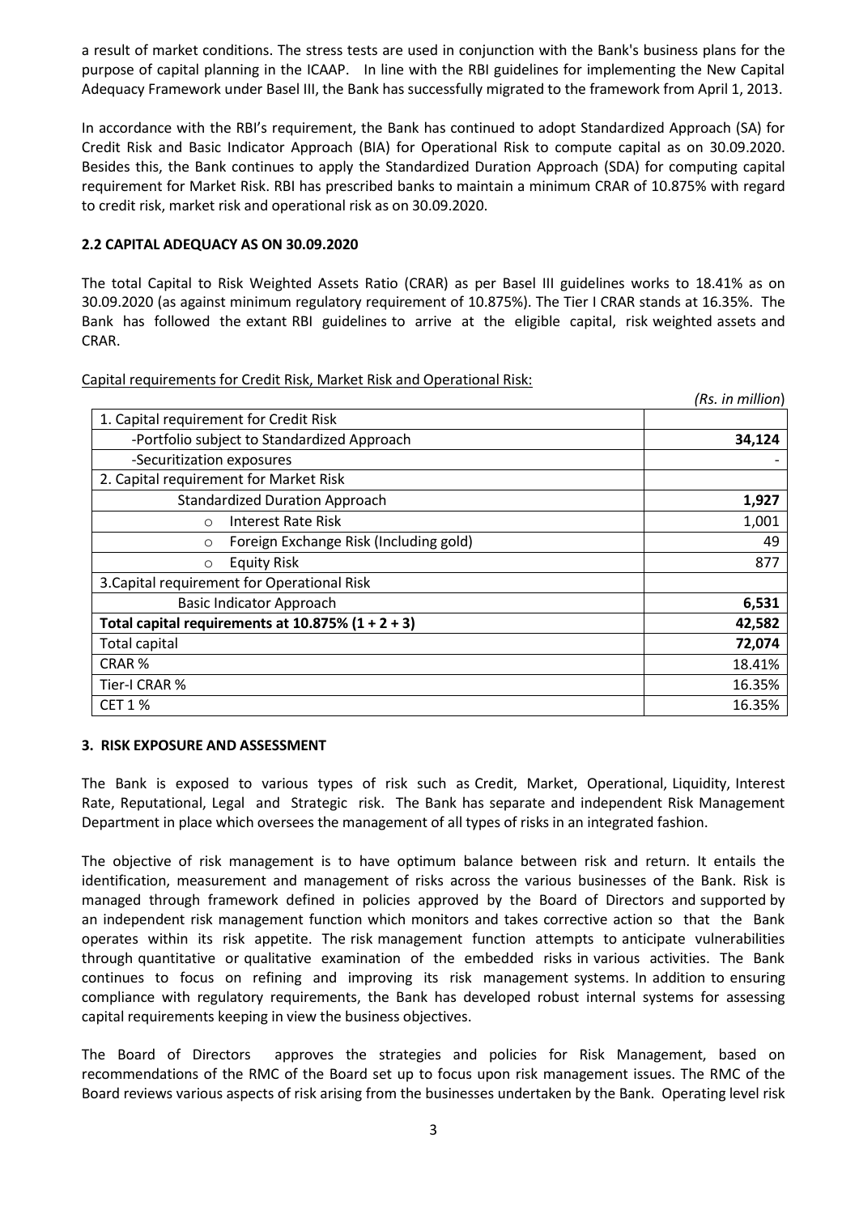a result of market conditions. The stress tests are used in conjunction with the Bank's business plans for the purpose of capital planning in the ICAAP. In line with the RBI guidelines for implementing the New Capital Adequacy Framework under Basel III, the Bank has successfully migrated to the framework from April 1, 2013.

In accordance with the RBI's requirement, the Bank has continued to adopt Standardized Approach (SA) for Credit Risk and Basic Indicator Approach (BIA) for Operational Risk to compute capital as on 30.09.2020. Besides this, the Bank continues to apply the Standardized Duration Approach (SDA) for computing capital requirement for Market Risk. RBI has prescribed banks to maintain a minimum CRAR of 10.875% with regard to credit risk, market risk and operational risk as on 30.09.2020.

### 2.2 CAPITAL ADEQUACY AS ON 30.09.2020

The total Capital to Risk Weighted Assets Ratio (CRAR) as per Basel III guidelines works to 18.41% as on 30.09.2020 (as against minimum regulatory requirement of 10.875%). The Tier I CRAR stands at 16.35%. The Bank has followed the extant RBI guidelines to arrive at the eligible capital, risk weighted assets and CRAR.

Capital requirements for Credit Risk, Market Risk and Operational Risk:

*(Rs. in million)*

| | |
|---|---|
| 1. Capital requirement for Credit Risk | |
| -Portfolio subject to Standardized Approach | **34,124** |
| -Securitization exposures | - |
| 2. Capital requirement for Market Risk | |
| Standardized Duration Approach | **1,927** |
| ○ Interest Rate Risk | 1,001 |
| ○ Foreign Exchange Risk (Including gold) | 49 |
| ○ Equity Risk | 877 |
| 3.Capital requirement for Operational Risk | |
| Basic Indicator Approach | **6,531** |
| **Total capital requirements at 10.875% (1 + 2 + 3)** | **42,582** |
| Total capital | **72,074** |
| CRAR % | 18.41% |
| Tier-I CRAR % | 16.35% |
| CET 1 % | 16.35% |

## 3. RISK EXPOSURE AND ASSESSMENT

The Bank is exposed to various types of risk such as Credit, Market, Operational, Liquidity, Interest Rate, Reputational, Legal and Strategic risk. The Bank has separate and independent Risk Management Department in place which oversees the management of all types of risks in an integrated fashion.

The objective of risk management is to have optimum balance between risk and return. It entails the identification, measurement and management of risks across the various businesses of the Bank. Risk is managed through framework defined in policies approved by the Board of Directors and supported by an independent risk management function which monitors and takes corrective action so that the Bank operates within its risk appetite. The risk management function attempts to anticipate vulnerabilities through quantitative or qualitative examination of the embedded risks in various activities. The Bank continues to focus on refining and improving its risk management systems. In addition to ensuring compliance with regulatory requirements, the Bank has developed robust internal systems for assessing capital requirements keeping in view the business objectives.

The Board of Directors approves the strategies and policies for Risk Management, based on recommendations of the RMC of the Board set up to focus upon risk management issues. The RMC of the Board reviews various aspects of risk arising from the businesses undertaken by the Bank. Operating level risk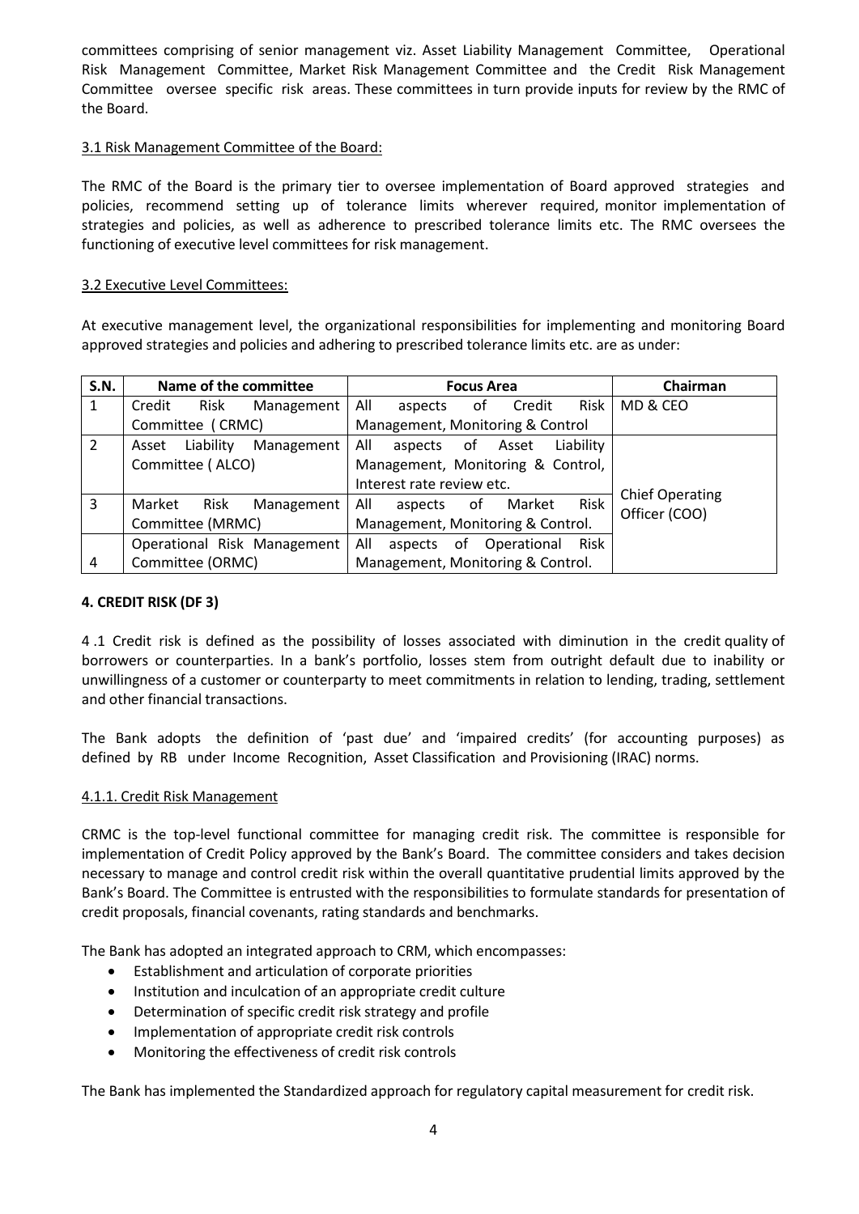committees comprising of senior management viz. Asset Liability Management Committee, Operational Risk Management Committee, Market Risk Management Committee and the Credit Risk Management Committee oversee specific risk areas. These committees in turn provide inputs for review by the RMC of the Board.

3.1 Risk Management Committee of the Board:

The RMC of the Board is the primary tier to oversee implementation of Board approved strategies and policies, recommend setting up of tolerance limits wherever required, monitor implementation of strategies and policies, as well as adherence to prescribed tolerance limits etc. The RMC oversees the functioning of executive level committees for risk management.

3.2 Executive Level Committees:

At executive management level, the organizational responsibilities for implementing and monitoring Board approved strategies and policies and adhering to prescribed tolerance limits etc. are as under:

| S.N. | Name of the committee | Focus Area | Chairman |
|---|---|---|---|
| 1 | Credit Risk Management Committee ( CRMC) | All aspects of Credit Risk Management, Monitoring & Control | MD & CEO |
| 2 | Asset Liability Management Committee ( ALCO) | All aspects of Asset Liability Management, Monitoring & Control, Interest rate review etc. | Chief Operating Officer (COO) |
| 3 | Market Risk Management Committee (MRMC) | All aspects of Market Risk Management, Monitoring & Control. | |
| 4 | Operational Risk Management Committee (ORMC) | All aspects of Operational Risk Management, Monitoring & Control. | |

**4. CREDIT RISK (DF 3)**

4 .1 Credit risk is defined as the possibility of losses associated with diminution in the credit quality of borrowers or counterparties. In a bank's portfolio, losses stem from outright default due to inability or unwillingness of a customer or counterparty to meet commitments in relation to lending, trading, settlement and other financial transactions.

The Bank adopts the definition of 'past due' and 'impaired credits' (for accounting purposes) as defined by RB under Income Recognition, Asset Classification and Provisioning (IRAC) norms.

4.1.1. Credit Risk Management

CRMC is the top-level functional committee for managing credit risk. The committee is responsible for implementation of Credit Policy approved by the Bank's Board. The committee considers and takes decision necessary to manage and control credit risk within the overall quantitative prudential limits approved by the Bank's Board. The Committee is entrusted with the responsibilities to formulate standards for presentation of credit proposals, financial covenants, rating standards and benchmarks.

The Bank has adopted an integrated approach to CRM, which encompasses:

- Establishment and articulation of corporate priorities
- Institution and inculcation of an appropriate credit culture
- Determination of specific credit risk strategy and profile
- Implementation of appropriate credit risk controls
- Monitoring the effectiveness of credit risk controls

The Bank has implemented the Standardized approach for regulatory capital measurement for credit risk.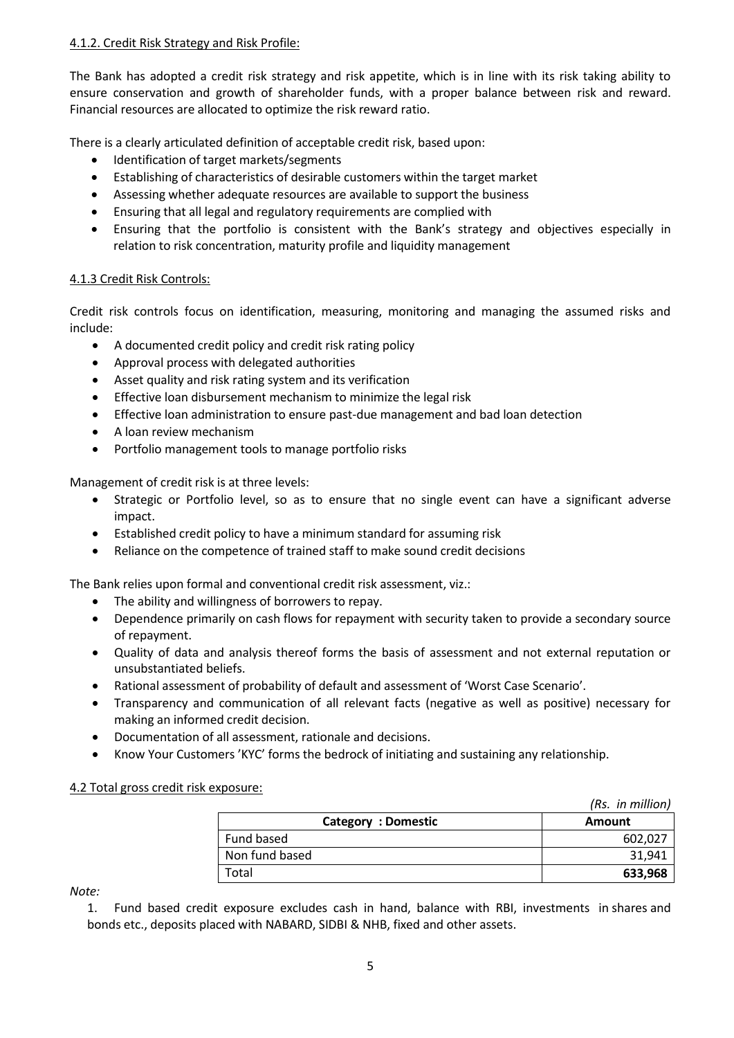#### 4.1.2. Credit Risk Strategy and Risk Profile:

The Bank has adopted a credit risk strategy and risk appetite, which is in line with its risk taking ability to ensure conservation and growth of shareholder funds, with a proper balance between risk and reward. Financial resources are allocated to optimize the risk reward ratio.

There is a clearly articulated definition of acceptable credit risk, based upon:

- Identification of target markets/segments
- Establishing of characteristics of desirable customers within the target market
- Assessing whether adequate resources are available to support the business
- Ensuring that all legal and regulatory requirements are complied with
- Ensuring that the portfolio is consistent with the Bank's strategy and objectives especially in relation to risk concentration, maturity profile and liquidity management

#### 4.1.3 Credit Risk Controls:

Credit risk controls focus on identification, measuring, monitoring and managing the assumed risks and include:

- A documented credit policy and credit risk rating policy
- Approval process with delegated authorities
- Asset quality and risk rating system and its verification
- Effective loan disbursement mechanism to minimize the legal risk
- Effective loan administration to ensure past-due management and bad loan detection
- A loan review mechanism
- Portfolio management tools to manage portfolio risks

Management of credit risk is at three levels:

- Strategic or Portfolio level, so as to ensure that no single event can have a significant adverse impact.
- Established credit policy to have a minimum standard for assuming risk
- Reliance on the competence of trained staff to make sound credit decisions

The Bank relies upon formal and conventional credit risk assessment, viz.:

- The ability and willingness of borrowers to repay.
- Dependence primarily on cash flows for repayment with security taken to provide a secondary source of repayment.
- Quality of data and analysis thereof forms the basis of assessment and not external reputation or unsubstantiated beliefs.
- Rational assessment of probability of default and assessment of 'Worst Case Scenario'.
- Transparency and communication of all relevant facts (negative as well as positive) necessary for making an informed credit decision.
- Documentation of all assessment, rationale and decisions.
- Know Your Customers 'KYC' forms the bedrock of initiating and sustaining any relationship.

### 4.2 Total gross credit risk exposure:

*(Rs. in million)*

| Category : Domestic | Amount |
|---|---|
| Fund based | 602,027 |
| Non fund based | 31,941 |
| Total | **633,968** |

*Note:*

1. Fund based credit exposure excludes cash in hand, balance with RBI, investments in shares and bonds etc., deposits placed with NABARD, SIDBI & NHB, fixed and other assets.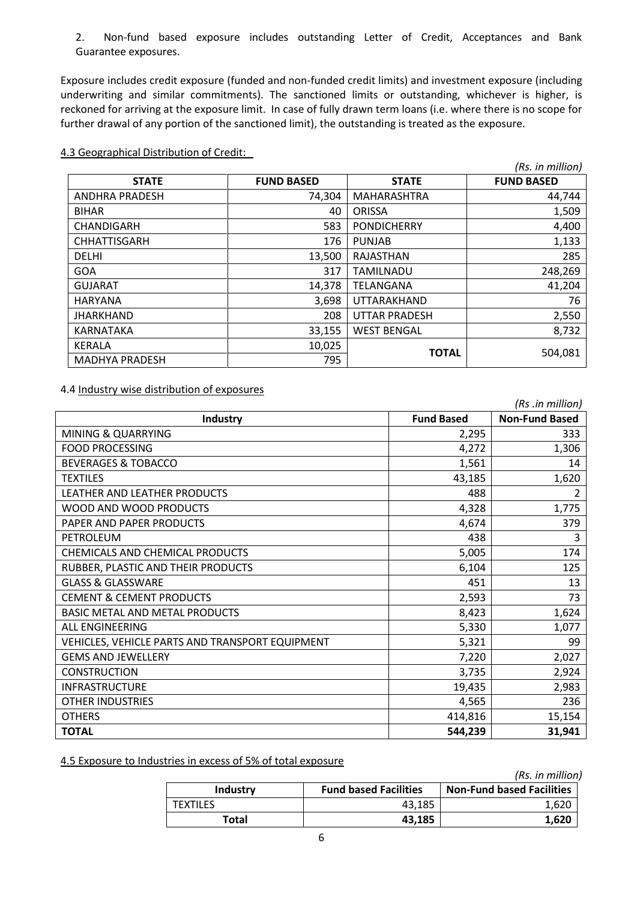2. Non-fund based exposure includes outstanding Letter of Credit, Acceptances and Bank Guarantee exposures.

Exposure includes credit exposure (funded and non-funded credit limits) and investment exposure (including underwriting and similar commitments). The sanctioned limits or outstanding, whichever is higher, is reckoned for arriving at the exposure limit. In case of fully drawn term loans (i.e. where there is no scope for further drawal of any portion of the sanctioned limit), the outstanding is treated as the exposure.

### 4.3 Geographical Distribution of Credit:

*(Rs. in million)*

| STATE | FUND BASED | STATE | FUND BASED |
|---|---|---|---|
| ANDHRA PRADESH | 74,304 | MAHARASHTRA | 44,744 |
| BIHAR | 40 | ORISSA | 1,509 |
| CHANDIGARH | 583 | PONDICHERRY | 4,400 |
| CHHATTISGARH | 176 | PUNJAB | 1,133 |
| DELHI | 13,500 | RAJASTHAN | 285 |
| GOA | 317 | TAMILNADU | 248,269 |
| GUJARAT | 14,378 | TELANGANA | 41,204 |
| HARYANA | 3,698 | UTTARAKHAND | 76 |
| JHARKHAND | 208 | UTTAR PRADESH | 2,550 |
| KARNATAKA | 33,155 | WEST BENGAL | 8,732 |
| KERALA | 10,025 | **TOTAL** | 504,081 |
| MADHYA PRADESH | 795 | | |

### 4.4 Industry wise distribution of exposures

*(Rs .in million)*

| Industry | Fund Based | Non-Fund Based |
|---|---|---|
| MINING & QUARRYING | 2,295 | 333 |
| FOOD PROCESSING | 4,272 | 1,306 |
| BEVERAGES & TOBACCO | 1,561 | 14 |
| TEXTILES | 43,185 | 1,620 |
| LEATHER AND LEATHER PRODUCTS | 488 | 2 |
| WOOD AND WOOD PRODUCTS | 4,328 | 1,775 |
| PAPER AND PAPER PRODUCTS | 4,674 | 379 |
| PETROLEUM | 438 | 3 |
| CHEMICALS AND CHEMICAL PRODUCTS | 5,005 | 174 |
| RUBBER, PLASTIC AND THEIR PRODUCTS | 6,104 | 125 |
| GLASS & GLASSWARE | 451 | 13 |
| CEMENT & CEMENT PRODUCTS | 2,593 | 73 |
| BASIC METAL AND METAL PRODUCTS | 8,423 | 1,624 |
| ALL ENGINEERING | 5,330 | 1,077 |
| VEHICLES, VEHICLE PARTS AND TRANSPORT EQUIPMENT | 5,321 | 99 |
| GEMS AND JEWELLERY | 7,220 | 2,027 |
| CONSTRUCTION | 3,735 | 2,924 |
| INFRASTRUCTURE | 19,435 | 2,983 |
| OTHER INDUSTRIES | 4,565 | 236 |
| OTHERS | 414,816 | 15,154 |
| **TOTAL** | **544,239** | **31,941** |

### 4.5 Exposure to Industries in excess of 5% of total exposure

*(Rs. in million)*

| Industry | Fund based Facilities | Non-Fund based Facilities |
|---|---|---|
| TEXTILES | 43,185 | 1,620 |
| **Total** | **43,185** | **1,620** |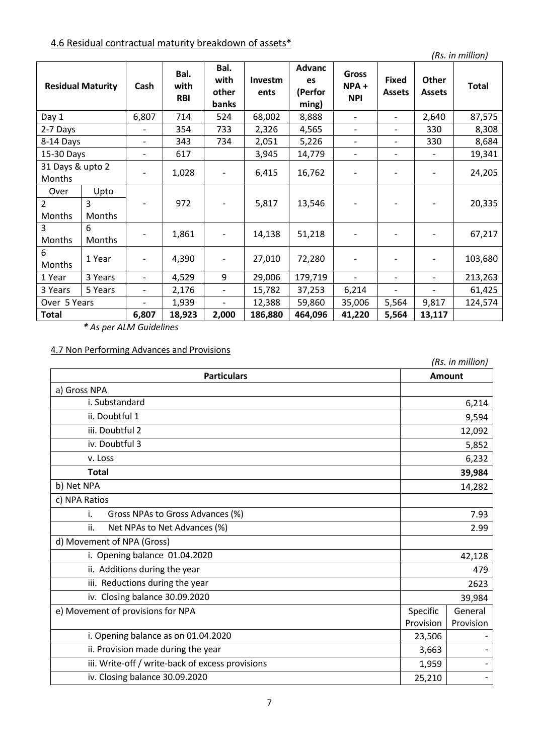## 4.6 Residual contractual maturity breakdown of assets*

*(Rs. in million)*

| Residual Maturity | | Cash | Bal. with RBI | Bal. with other banks | Investments | Advances (Performing) | Gross NPA + NPI | Fixed Assets | Other Assets | Total |
|---|---|---|---|---|---|---|---|---|---|---|
| Day 1 | | 6,807 | 714 | 524 | 68,002 | 8,888 | - | - | 2,640 | 87,575 |
| 2-7 Days | | - | 354 | 733 | 2,326 | 4,565 | - | - | 330 | 8,308 |
| 8-14 Days | | - | 343 | 734 | 2,051 | 5,226 | - | - | 330 | 8,684 |
| 15-30 Days | | - | 617 | | 3,945 | 14,779 | - | - | - | 19,341 |
| 31 Days & upto 2 Months | | - | 1,028 | - | 6,415 | 16,762 | - | - | - | 24,205 |
| Over 2 Months | Upto 3 Months | - | 972 | - | 5,817 | 13,546 | - | - | - | 20,335 |
| 3 Months | 6 Months | - | 1,861 | - | 14,138 | 51,218 | - | - | - | 67,217 |
| 6 Months | 1 Year | - | 4,390 | - | 27,010 | 72,280 | - | - | - | 103,680 |
| 1 Year | 3 Years | - | 4,529 | 9 | 29,006 | 179,719 | - | - | - | 213,263 |
| 3 Years | 5 Years | - | 2,176 | - | 15,782 | 37,253 | 6,214 | - | - | 61,425 |
| Over 5 Years | | - | 1,939 | - | 12,388 | 59,860 | 35,006 | 5,564 | 9,817 | 124,574 |
| **Total** | | **6,807** | **18,923** | **2,000** | **186,880** | **464,096** | **41,220** | **5,564** | **13,117** | |

***** *As per ALM Guidelines*

## 4.7 Non Performing Advances and Provisions

*(Rs. in million)*

| Particulars | Amount | |
|---|---|---|
| a) Gross NPA | | |
| i. Substandard | 6,214 | |
| ii. Doubtful 1 | 9,594 | |
| iii. Doubtful 2 | 12,092 | |
| iv. Doubtful 3 | 5,852 | |
| v. Loss | 6,232 | |
| **Total** | **39,984** | |
| b) Net NPA | 14,282 | |
| c) NPA Ratios | | |
| i. Gross NPAs to Gross Advances (%) | 7.93 | |
| ii. Net NPAs to Net Advances (%) | 2.99 | |
| d) Movement of NPA (Gross) | | |
| i. Opening balance 01.04.2020 | 42,128 | |
| ii. Additions during the year | 479 | |
| iii. Reductions during the year | 2623 | |
| iv. Closing balance 30.09.2020 | 39,984 | |
| e) Movement of provisions for NPA | Specific Provision | General Provision |
| i. Opening balance as on 01.04.2020 | 23,506 | - |
| ii. Provision made during the year | 3,663 | - |
| iii. Write-off / write-back of excess provisions | 1,959 | - |
| iv. Closing balance 30.09.2020 | 25,210 | - |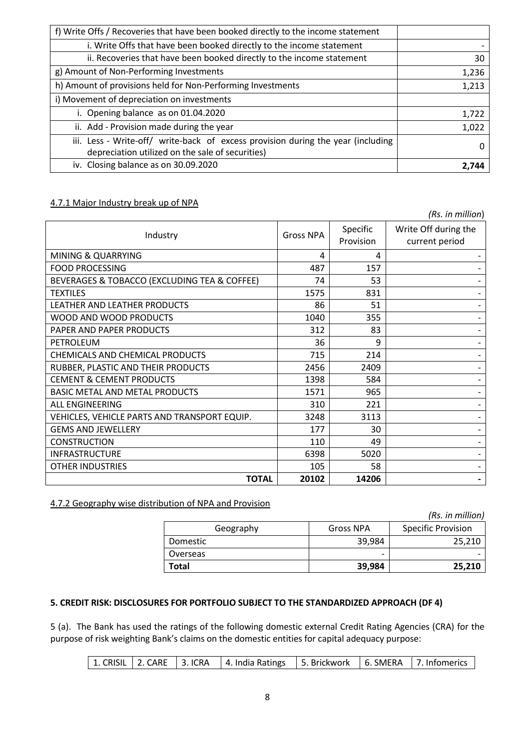| f) Write Offs / Recoveries that have been booked directly to the income statement | |
|---|---|
| i. Write Offs that have been booked directly to the income statement | - |
| ii. Recoveries that have been booked directly to the income statement | 30 |
| g) Amount of Non-Performing Investments | 1,236 |
| h) Amount of provisions held for Non-Performing Investments | 1,213 |
| i) Movement of depreciation on investments | |
| i. Opening balance as on 01.04.2020 | 1,722 |
| ii. Add - Provision made during the year | 1,022 |
| iii. Less - Write-off/ write-back of excess provision during the year (including depreciation utilized on the sale of securities) | 0 |
| iv. Closing balance as on 30.09.2020 | **2,744** |

4.7.1 Major Industry break up of NPA

*(Rs. in million)*

| Industry | Gross NPA | Specific Provision | Write Off during the current period |
|---|---|---|---|
| MINING & QUARRYING | 4 | 4 | - |
| FOOD PROCESSING | 487 | 157 | - |
| BEVERAGES & TOBACCO (EXCLUDING TEA & COFFEE) | 74 | 53 | - |
| TEXTILES | 1575 | 831 | - |
| LEATHER AND LEATHER PRODUCTS | 86 | 51 | - |
| WOOD AND WOOD PRODUCTS | 1040 | 355 | - |
| PAPER AND PAPER PRODUCTS | 312 | 83 | - |
| PETROLEUM | 36 | 9 | - |
| CHEMICALS AND CHEMICAL PRODUCTS | 715 | 214 | - |
| RUBBER, PLASTIC AND THEIR PRODUCTS | 2456 | 2409 | - |
| CEMENT & CEMENT PRODUCTS | 1398 | 584 | - |
| BASIC METAL AND METAL PRODUCTS | 1571 | 965 | - |
| ALL ENGINEERING | 310 | 221 | - |
| VEHICLES, VEHICLE PARTS AND TRANSPORT EQUIP. | 3248 | 3113 | - |
| GEMS AND JEWELLERY | 177 | 30 | - |
| CONSTRUCTION | 110 | 49 | - |
| INFRASTRUCTURE | 6398 | 5020 | - |
| OTHER INDUSTRIES | 105 | 58 | - |
| **TOTAL** | **20102** | **14206** | **-** |

4.7.2 Geography wise distribution of NPA and Provision

*(Rs. in million)*

| Geography | Gross NPA | Specific Provision |
|---|---|---|
| Domestic | 39,984 | 25,210 |
| Overseas | - | - |
| **Total** | **39,984** | **25,210** |

**5. CREDIT RISK: DISCLOSURES FOR PORTFOLIO SUBJECT TO THE STANDARDIZED APPROACH (DF 4)**

5 (a). The Bank has used the ratings of the following domestic external Credit Rating Agencies (CRA) for the purpose of risk weighting Bank's claims on the domestic entities for capital adequacy purpose:

| 1. CRISIL | 2. CARE | 3. ICRA | 4. India Ratings | 5. Brickwork | 6. SMERA | 7. Infomerics |
|---|---|---|---|---|---|---|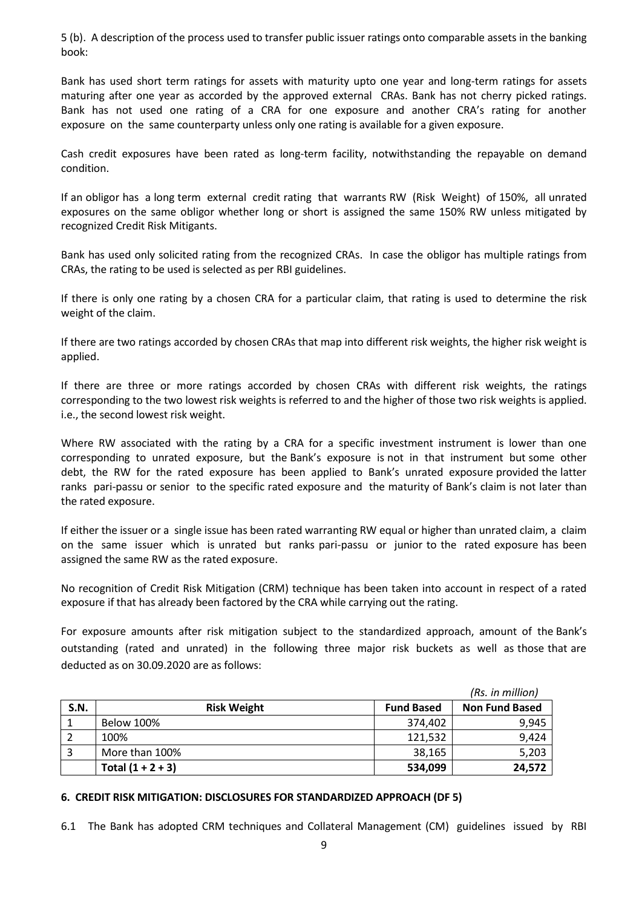5 (b). A description of the process used to transfer public issuer ratings onto comparable assets in the banking book:

Bank has used short term ratings for assets with maturity upto one year and long-term ratings for assets maturing after one year as accorded by the approved external CRAs. Bank has not cherry picked ratings. Bank has not used one rating of a CRA for one exposure and another CRA's rating for another exposure on the same counterparty unless only one rating is available for a given exposure.

Cash credit exposures have been rated as long-term facility, notwithstanding the repayable on demand condition.

If an obligor has a long term external credit rating that warrants RW (Risk Weight) of 150%, all unrated exposures on the same obligor whether long or short is assigned the same 150% RW unless mitigated by recognized Credit Risk Mitigants.

Bank has used only solicited rating from the recognized CRAs. In case the obligor has multiple ratings from CRAs, the rating to be used is selected as per RBI guidelines.

If there is only one rating by a chosen CRA for a particular claim, that rating is used to determine the risk weight of the claim.

If there are two ratings accorded by chosen CRAs that map into different risk weights, the higher risk weight is applied.

If there are three or more ratings accorded by chosen CRAs with different risk weights, the ratings corresponding to the two lowest risk weights is referred to and the higher of those two risk weights is applied. i.e., the second lowest risk weight.

Where RW associated with the rating by a CRA for a specific investment instrument is lower than one corresponding to unrated exposure, but the Bank's exposure is not in that instrument but some other debt, the RW for the rated exposure has been applied to Bank's unrated exposure provided the latter ranks pari-passu or senior to the specific rated exposure and the maturity of Bank's claim is not later than the rated exposure.

If either the issuer or a single issue has been rated warranting RW equal or higher than unrated claim, a claim on the same issuer which is unrated but ranks pari-passu or junior to the rated exposure has been assigned the same RW as the rated exposure.

No recognition of Credit Risk Mitigation (CRM) technique has been taken into account in respect of a rated exposure if that has already been factored by the CRA while carrying out the rating.

For exposure amounts after risk mitigation subject to the standardized approach, amount of the Bank's outstanding (rated and unrated) in the following three major risk buckets as well as those that are deducted as on 30.09.2020 are as follows:

*(Rs. in million)*

| S.N. | Risk Weight | Fund Based | Non Fund Based |
|---|---|---|---|
| 1 | Below 100% | 374,402 | 9,945 |
| 2 | 100% | 121,532 | 9,424 |
| 3 | More than 100% | 38,165 | 5,203 |
| | **Total (1 + 2 + 3)** | **534,099** | **24,572** |

**6. CREDIT RISK MITIGATION: DISCLOSURES FOR STANDARDIZED APPROACH (DF 5)**

6.1 The Bank has adopted CRM techniques and Collateral Management (CM) guidelines issued by RBI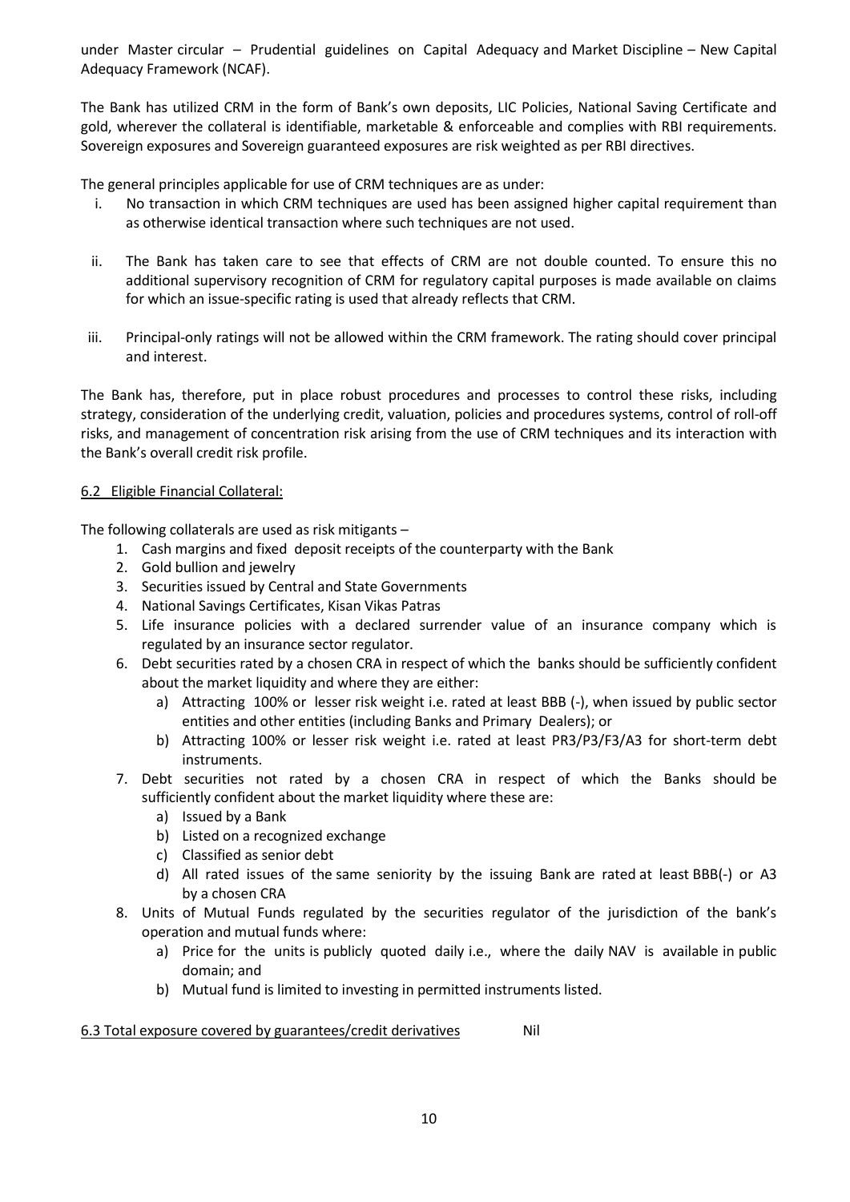under Master circular – Prudential guidelines on Capital Adequacy and Market Discipline – New Capital Adequacy Framework (NCAF).

The Bank has utilized CRM in the form of Bank's own deposits, LIC Policies, National Saving Certificate and gold, wherever the collateral is identifiable, marketable & enforceable and complies with RBI requirements. Sovereign exposures and Sovereign guaranteed exposures are risk weighted as per RBI directives.

The general principles applicable for use of CRM techniques are as under:

i. No transaction in which CRM techniques are used has been assigned higher capital requirement than as otherwise identical transaction where such techniques are not used.

ii. The Bank has taken care to see that effects of CRM are not double counted. To ensure this no additional supervisory recognition of CRM for regulatory capital purposes is made available on claims for which an issue-specific rating is used that already reflects that CRM.

iii. Principal-only ratings will not be allowed within the CRM framework. The rating should cover principal and interest.

The Bank has, therefore, put in place robust procedures and processes to control these risks, including strategy, consideration of the underlying credit, valuation, policies and procedures systems, control of roll-off risks, and management of concentration risk arising from the use of CRM techniques and its interaction with the Bank's overall credit risk profile.

6.2 Eligible Financial Collateral:

The following collaterals are used as risk mitigants –

1. Cash margins and fixed deposit receipts of the counterparty with the Bank
2. Gold bullion and jewelry
3. Securities issued by Central and State Governments
4. National Savings Certificates, Kisan Vikas Patras
5. Life insurance policies with a declared surrender value of an insurance company which is regulated by an insurance sector regulator.
6. Debt securities rated by a chosen CRA in respect of which the banks should be sufficiently confident about the market liquidity and where they are either:
   a) Attracting 100% or lesser risk weight i.e. rated at least BBB (-), when issued by public sector entities and other entities (including Banks and Primary Dealers); or
   b) Attracting 100% or lesser risk weight i.e. rated at least PR3/P3/F3/A3 for short-term debt instruments.
7. Debt securities not rated by a chosen CRA in respect of which the Banks should be sufficiently confident about the market liquidity where these are:
   a) Issued by a Bank
   b) Listed on a recognized exchange
   c) Classified as senior debt
   d) All rated issues of the same seniority by the issuing Bank are rated at least BBB(-) or A3 by a chosen CRA
8. Units of Mutual Funds regulated by the securities regulator of the jurisdiction of the bank's operation and mutual funds where:
   a) Price for the units is publicly quoted daily i.e., where the daily NAV is available in public domain; and
   b) Mutual fund is limited to investing in permitted instruments listed.

6.3 Total exposure covered by guarantees/credit derivatives Nil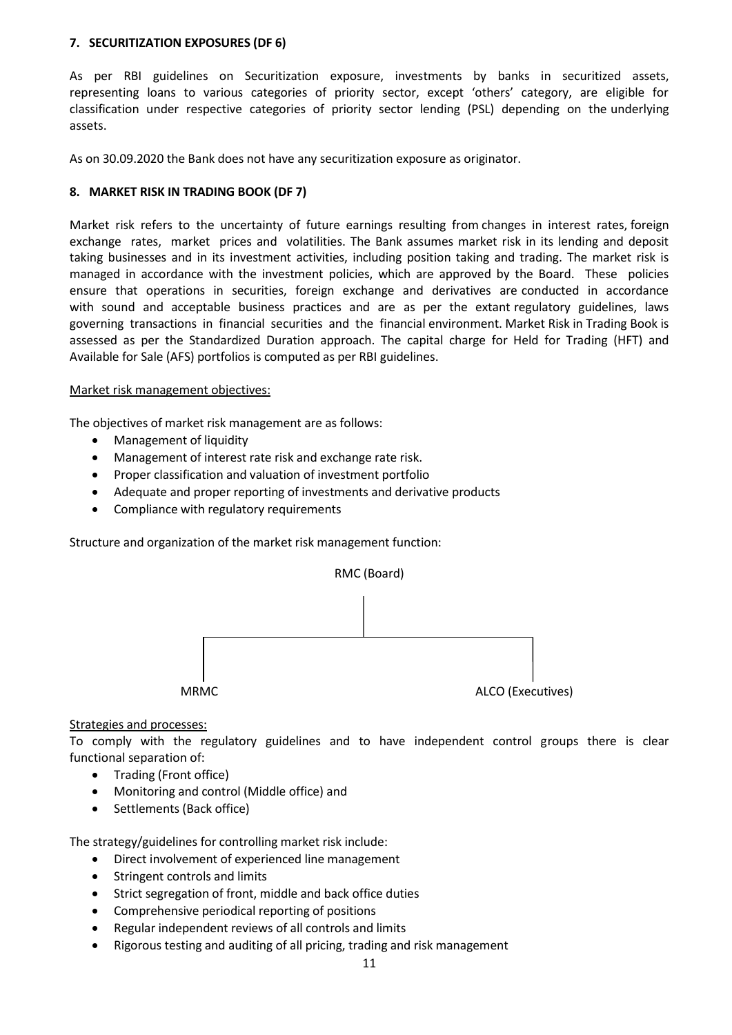**7. SECURITIZATION EXPOSURES (DF 6)**

As per RBI guidelines on Securitization exposure, investments by banks in securitized assets, representing loans to various categories of priority sector, except 'others' category, are eligible for classification under respective categories of priority sector lending (PSL) depending on the underlying assets.

As on 30.09.2020 the Bank does not have any securitization exposure as originator.

**8. MARKET RISK IN TRADING BOOK (DF 7)**

Market risk refers to the uncertainty of future earnings resulting from changes in interest rates, foreign exchange rates, market prices and volatilities. The Bank assumes market risk in its lending and deposit taking businesses and in its investment activities, including position taking and trading. The market risk is managed in accordance with the investment policies, which are approved by the Board. These policies ensure that operations in securities, foreign exchange and derivatives are conducted in accordance with sound and acceptable business practices and are as per the extant regulatory guidelines, laws governing transactions in financial securities and the financial environment. Market Risk in Trading Book is assessed as per the Standardized Duration approach. The capital charge for Held for Trading (HFT) and Available for Sale (AFS) portfolios is computed as per RBI guidelines.

Market risk management objectives:

The objectives of market risk management are as follows:

- Management of liquidity
- Management of interest rate risk and exchange rate risk.
- Proper classification and valuation of investment portfolio
- Adequate and proper reporting of investments and derivative products
- Compliance with regulatory requirements

Structure and organization of the market risk management function:

RMC (Board)

MRMC

ALCO (Executives)

Strategies and processes:

To comply with the regulatory guidelines and to have independent control groups there is clear functional separation of:

- Trading (Front office)
- Monitoring and control (Middle office) and
- Settlements (Back office)

The strategy/guidelines for controlling market risk include:

- Direct involvement of experienced line management
- Stringent controls and limits
- Strict segregation of front, middle and back office duties
- Comprehensive periodical reporting of positions
- Regular independent reviews of all controls and limits
- Rigorous testing and auditing of all pricing, trading and risk management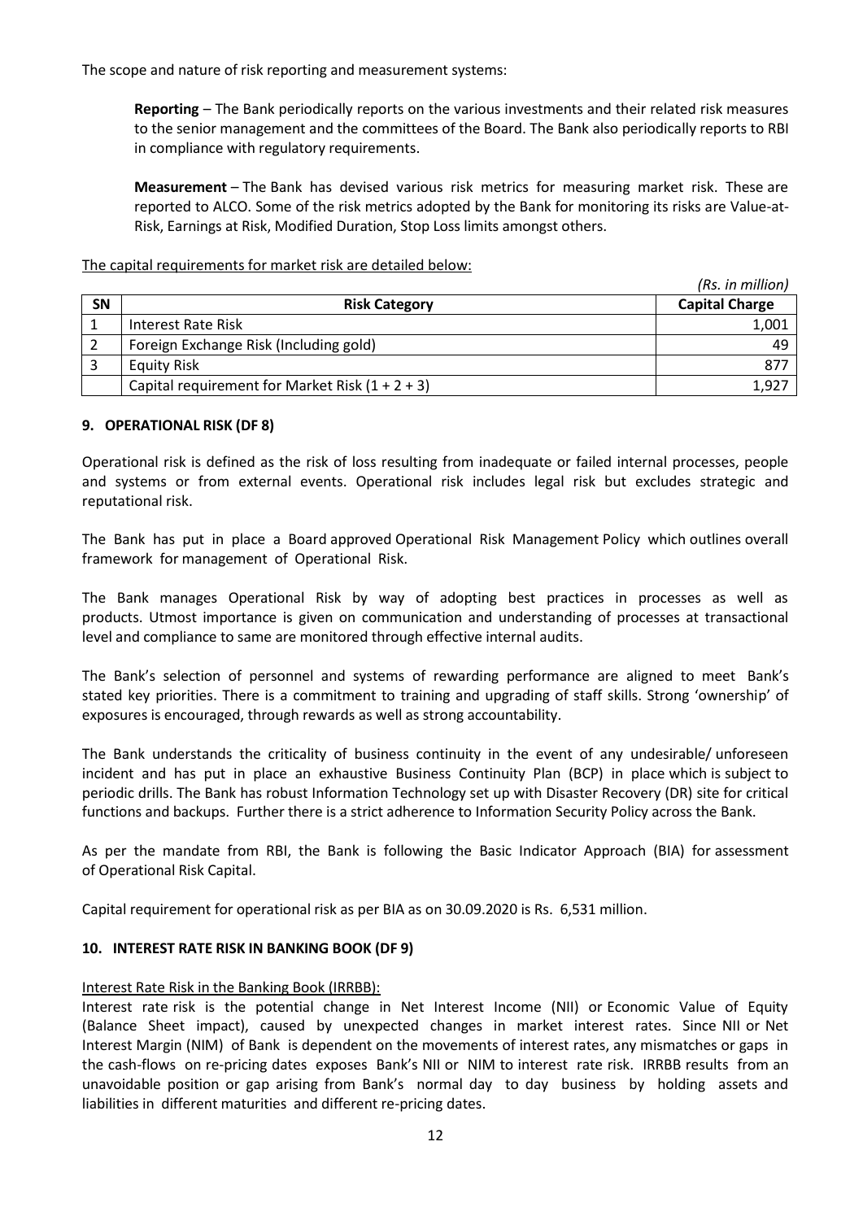The scope and nature of risk reporting and measurement systems:

**Reporting** – The Bank periodically reports on the various investments and their related risk measures to the senior management and the committees of the Board. The Bank also periodically reports to RBI in compliance with regulatory requirements.

**Measurement** – The Bank has devised various risk metrics for measuring market risk. These are reported to ALCO. Some of the risk metrics adopted by the Bank for monitoring its risks are Value-at-Risk, Earnings at Risk, Modified Duration, Stop Loss limits amongst others.

The capital requirements for market risk are detailed below:

*(Rs. in million)*

| SN | Risk Category | Capital Charge |
|---|---|---|
| 1 | Interest Rate Risk | 1,001 |
| 2 | Foreign Exchange Risk (Including gold) | 49 |
| 3 | Equity Risk | 877 |
| | Capital requirement for Market Risk (1 + 2 + 3) | 1,927 |

## 9. OPERATIONAL RISK (DF 8)

Operational risk is defined as the risk of loss resulting from inadequate or failed internal processes, people and systems or from external events. Operational risk includes legal risk but excludes strategic and reputational risk.

The Bank has put in place a Board approved Operational Risk Management Policy which outlines overall framework for management of Operational Risk.

The Bank manages Operational Risk by way of adopting best practices in processes as well as products. Utmost importance is given on communication and understanding of processes at transactional level and compliance to same are monitored through effective internal audits.

The Bank's selection of personnel and systems of rewarding performance are aligned to meet Bank's stated key priorities. There is a commitment to training and upgrading of staff skills. Strong 'ownership' of exposures is encouraged, through rewards as well as strong accountability.

The Bank understands the criticality of business continuity in the event of any undesirable/ unforeseen incident and has put in place an exhaustive Business Continuity Plan (BCP) in place which is subject to periodic drills. The Bank has robust Information Technology set up with Disaster Recovery (DR) site for critical functions and backups. Further there is a strict adherence to Information Security Policy across the Bank.

As per the mandate from RBI, the Bank is following the Basic Indicator Approach (BIA) for assessment of Operational Risk Capital.

Capital requirement for operational risk as per BIA as on 30.09.2020 is Rs. 6,531 million.

## 10. INTEREST RATE RISK IN BANKING BOOK (DF 9)

Interest Rate Risk in the Banking Book (IRRBB):

Interest rate risk is the potential change in Net Interest Income (NII) or Economic Value of Equity (Balance Sheet impact), caused by unexpected changes in market interest rates. Since NII or Net Interest Margin (NIM) of Bank is dependent on the movements of interest rates, any mismatches or gaps in the cash-flows on re-pricing dates exposes Bank's NII or NIM to interest rate risk. IRRBB results from an unavoidable position or gap arising from Bank's normal day to day business by holding assets and liabilities in different maturities and different re-pricing dates.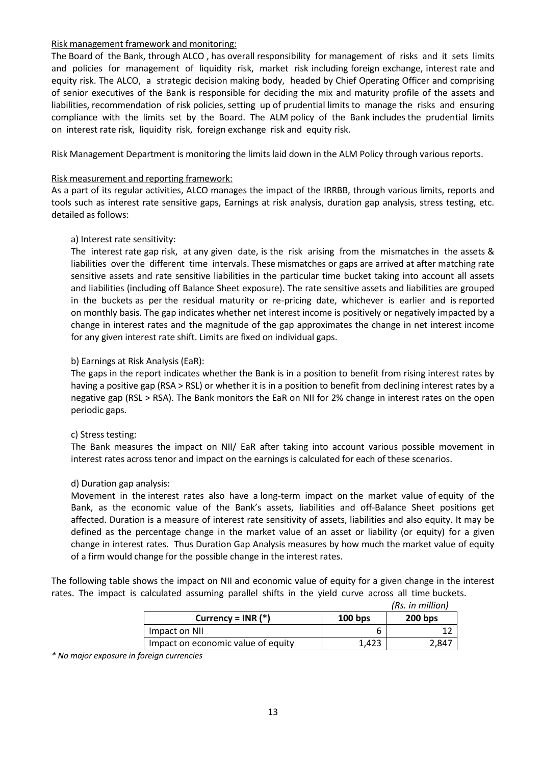Risk management framework and monitoring:

The Board of the Bank, through ALCO , has overall responsibility for management of risks and it sets limits and policies for management of liquidity risk, market risk including foreign exchange, interest rate and equity risk. The ALCO, a strategic decision making body, headed by Chief Operating Officer and comprising of senior executives of the Bank is responsible for deciding the mix and maturity profile of the assets and liabilities, recommendation of risk policies, setting up of prudential limits to manage the risks and ensuring compliance with the limits set by the Board. The ALM policy of the Bank includes the prudential limits on interest rate risk, liquidity risk, foreign exchange risk and equity risk.

Risk Management Department is monitoring the limits laid down in the ALM Policy through various reports.

Risk measurement and reporting framework:

As a part of its regular activities, ALCO manages the impact of the IRRBB, through various limits, reports and tools such as interest rate sensitive gaps, Earnings at risk analysis, duration gap analysis, stress testing, etc. detailed as follows:

a) Interest rate sensitivity:

The interest rate gap risk, at any given date, is the risk arising from the mismatches in the assets & liabilities over the different time intervals. These mismatches or gaps are arrived at after matching rate sensitive assets and rate sensitive liabilities in the particular time bucket taking into account all assets and liabilities (including off Balance Sheet exposure). The rate sensitive assets and liabilities are grouped in the buckets as per the residual maturity or re-pricing date, whichever is earlier and is reported on monthly basis. The gap indicates whether net interest income is positively or negatively impacted by a change in interest rates and the magnitude of the gap approximates the change in net interest income for any given interest rate shift. Limits are fixed on individual gaps.

b) Earnings at Risk Analysis (EaR):

The gaps in the report indicates whether the Bank is in a position to benefit from rising interest rates by having a positive gap (RSA > RSL) or whether it is in a position to benefit from declining interest rates by a negative gap (RSL > RSA). The Bank monitors the EaR on NII for 2% change in interest rates on the open periodic gaps.

c) Stress testing:

The Bank measures the impact on NII/ EaR after taking into account various possible movement in interest rates across tenor and impact on the earnings is calculated for each of these scenarios.

d) Duration gap analysis:

Movement in the interest rates also have a long-term impact on the market value of equity of the Bank, as the economic value of the Bank's assets, liabilities and off-Balance Sheet positions get affected. Duration is a measure of interest rate sensitivity of assets, liabilities and also equity. It may be defined as the percentage change in the market value of an asset or liability (or equity) for a given change in interest rates. Thus Duration Gap Analysis measures by how much the market value of equity of a firm would change for the possible change in the interest rates.

The following table shows the impact on NII and economic value of equity for a given change in the interest rates. The impact is calculated assuming parallel shifts in the yield curve across all time buckets.

*(Rs. in million)*

| Currency = INR (*) | 100 bps | 200 bps |
|---|---|---|
| Impact on NII | 6 | 12 |
| Impact on economic value of equity | 1,423 | 2,847 |

*\* No major exposure in foreign currencies*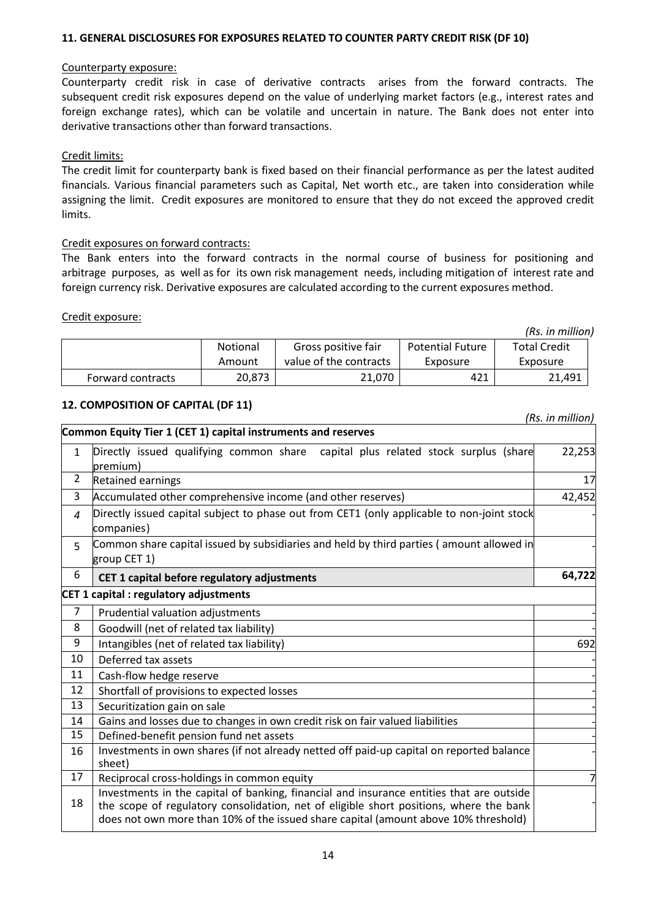## 11. GENERAL DISCLOSURES FOR EXPOSURES RELATED TO COUNTER PARTY CREDIT RISK (DF 10)

Counterparty exposure:

Counterparty credit risk in case of derivative contracts arises from the forward contracts. The subsequent credit risk exposures depend on the value of underlying market factors (e.g., interest rates and foreign exchange rates), which can be volatile and uncertain in nature. The Bank does not enter into derivative transactions other than forward transactions.

Credit limits:

The credit limit for counterparty bank is fixed based on their financial performance as per the latest audited financials. Various financial parameters such as Capital, Net worth etc., are taken into consideration while assigning the limit. Credit exposures are monitored to ensure that they do not exceed the approved credit limits.

Credit exposures on forward contracts:

The Bank enters into the forward contracts in the normal course of business for positioning and arbitrage purposes, as well as for its own risk management needs, including mitigation of interest rate and foreign currency risk. Derivative exposures are calculated according to the current exposures method.

Credit exposure:

*(Rs. in million)*

| | Notional Amount | Gross positive fair value of the contracts | Potential Future Exposure | Total Credit Exposure |
|---|---|---|---|---|
| Forward contracts | 20,873 | 21,070 | 421 | 21,491 |

## 12. COMPOSITION OF CAPITAL (DF 11)

*(Rs. in million)*

| | Common Equity Tier 1 (CET 1) capital instruments and reserves | |
|---|---|---|
| 1 | Directly issued qualifying common share capital plus related stock surplus (share premium) | 22,253 |
| 2 | Retained earnings | 17 |
| 3 | Accumulated other comprehensive income (and other reserves) | 42,452 |
| 4 | Directly issued capital subject to phase out from CET1 (only applicable to non-joint stock companies) | - |
| 5 | Common share capital issued by subsidiaries and held by third parties ( amount allowed in group CET 1) | - |
| 6 | **CET 1 capital before regulatory adjustments** | **64,722** |
| | **CET 1 capital : regulatory adjustments** | |
| 7 | Prudential valuation adjustments | - |
| 8 | Goodwill (net of related tax liability) | - |
| 9 | Intangibles (net of related tax liability) | 692 |
| 10 | Deferred tax assets | - |
| 11 | Cash-flow hedge reserve | - |
| 12 | Shortfall of provisions to expected losses | - |
| 13 | Securitization gain on sale | - |
| 14 | Gains and losses due to changes in own credit risk on fair valued liabilities | - |
| 15 | Defined-benefit pension fund net assets | - |
| 16 | Investments in own shares (if not already netted off paid-up capital on reported balance sheet) | - |
| 17 | Reciprocal cross-holdings in common equity | 7 |
| 18 | Investments in the capital of banking, financial and insurance entities that are outside the scope of regulatory consolidation, net of eligible short positions, where the bank does not own more than 10% of the issued share capital (amount above 10% threshold) | - |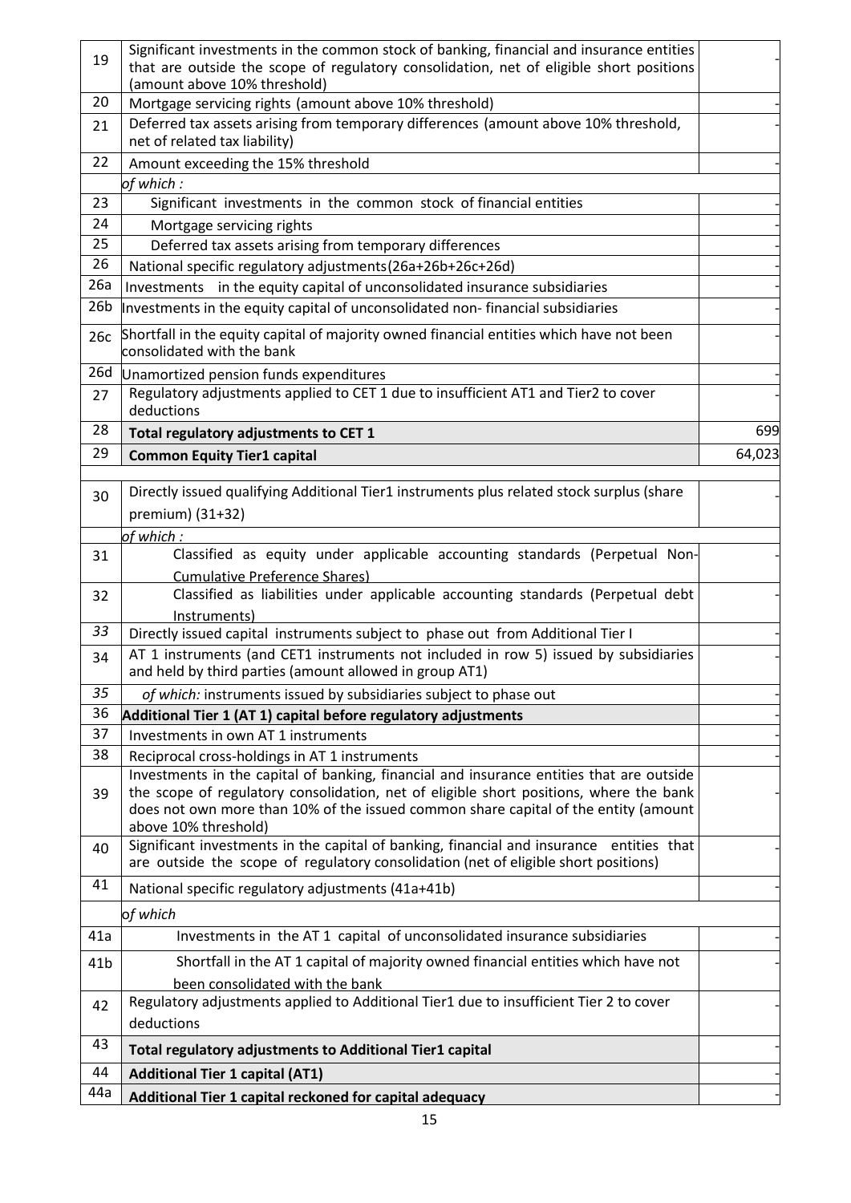| | | |
|---|---|---|
| 19 | Significant investments in the common stock of banking, financial and insurance entities that are outside the scope of regulatory consolidation, net of eligible short positions (amount above 10% threshold) | - |
| 20 | Mortgage servicing rights (amount above 10% threshold) | - |
| 21 | Deferred tax assets arising from temporary differences (amount above 10% threshold, net of related tax liability) | - |
| 22 | Amount exceeding the 15% threshold | - |
| | *of which :* | |
| 23 | Significant investments in the common stock of financial entities | - |
| 24 | Mortgage servicing rights | - |
| 25 | Deferred tax assets arising from temporary differences | - |
| 26 | National specific regulatory adjustments(26a+26b+26c+26d) | - |
| 26a | Investments in the equity capital of unconsolidated insurance subsidiaries | - |
| 26b | Investments in the equity capital of unconsolidated non- financial subsidiaries | - |
| 26c | Shortfall in the equity capital of majority owned financial entities which have not been consolidated with the bank | - |
| 26d | Unamortized pension funds expenditures | - |
| 27 | Regulatory adjustments applied to CET 1 due to insufficient AT1 and Tier2 to cover deductions | - |
| 28 | **Total regulatory adjustments to CET 1** | 699 |
| 29 | **Common Equity Tier1 capital** | 64,023 |
| | | |
| 30 | Directly issued qualifying Additional Tier1 instruments plus related stock surplus (share premium) (31+32) | - |
| | *of which :* | |
| 31 | Classified as equity under applicable accounting standards (Perpetual Non-Cumulative Preference Shares) | - |
| 32 | Classified as liabilities under applicable accounting standards (Perpetual debt Instruments) | - |
| *33* | Directly issued capital instruments subject to phase out from Additional Tier I | - |
| 34 | AT 1 instruments (and CET1 instruments not included in row 5) issued by subsidiaries and held by third parties (amount allowed in group AT1) | - |
| *35* | *of which:* instruments issued by subsidiaries subject to phase out | - |
| 36 | **Additional Tier 1 (AT 1) capital before regulatory adjustments** | - |
| 37 | Investments in own AT 1 instruments | - |
| 38 | Reciprocal cross-holdings in AT 1 instruments | - |
| 39 | Investments in the capital of banking, financial and insurance entities that are outside the scope of regulatory consolidation, net of eligible short positions, where the bank does not own more than 10% of the issued common share capital of the entity (amount above 10% threshold) | - |
| 40 | Significant investments in the capital of banking, financial and insurance entities that are outside the scope of regulatory consolidation (net of eligible short positions) | - |
| 41 | National specific regulatory adjustments (41a+41b) | - |
| | *of which* | |
| 41a | Investments in the AT 1 capital of unconsolidated insurance subsidiaries | - |
| 41b | Shortfall in the AT 1 capital of majority owned financial entities which have not been consolidated with the bank | - |
| 42 | Regulatory adjustments applied to Additional Tier1 due to insufficient Tier 2 to cover deductions | - |
| 43 | **Total regulatory adjustments to Additional Tier1 capital** | - |
| 44 | **Additional Tier 1 capital (AT1)** | - |
| 44a | **Additional Tier 1 capital reckoned for capital adequacy** | - |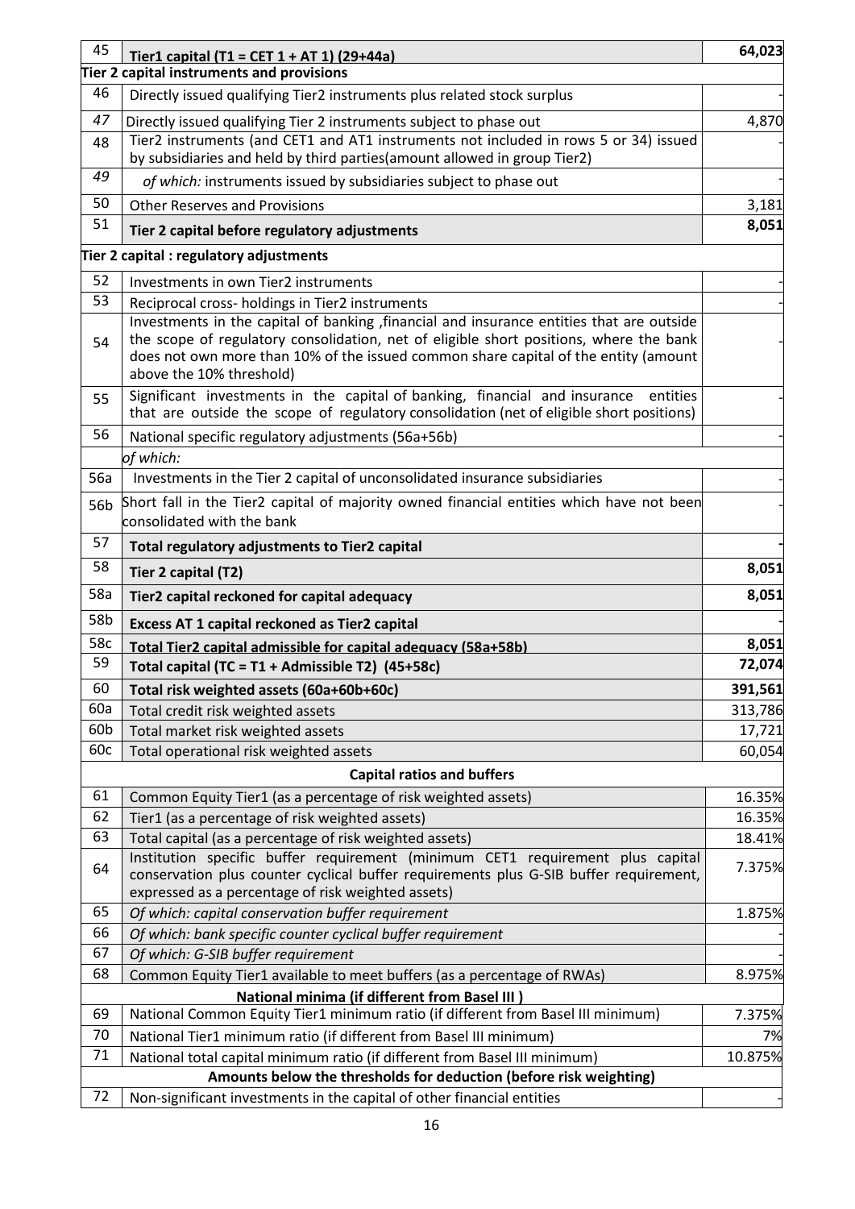| | | |
|---|---|---|
| 45 | **Tier1 capital (T1 = CET 1 + AT 1) (29+44a)** | **64,023** |
| **Tier 2 capital instruments and provisions** | | |
| 46 | Directly issued qualifying Tier2 instruments plus related stock surplus | - |
| 47 | Directly issued qualifying Tier 2 instruments subject to phase out | 4,870 |
| 48 | Tier2 instruments (and CET1 and AT1 instruments not included in rows 5 or 34) issued by subsidiaries and held by third parties(amount allowed in group Tier2) | - |
| 49 | *of which:* instruments issued by subsidiaries subject to phase out | - |
| 50 | Other Reserves and Provisions | 3,181 |
| 51 | **Tier 2 capital before regulatory adjustments** | **8,051** |
| **Tier 2 capital : regulatory adjustments** | | |
| 52 | Investments in own Tier2 instruments | - |
| 53 | Reciprocal cross- holdings in Tier2 instruments | - |
| 54 | Investments in the capital of banking ,financial and insurance entities that are outside the scope of regulatory consolidation, net of eligible short positions, where the bank does not own more than 10% of the issued common share capital of the entity (amount above the 10% threshold) | - |
| 55 | Significant investments in the capital of banking, financial and insurance entities that are outside the scope of regulatory consolidation (net of eligible short positions) | - |
| 56 | National specific regulatory adjustments (56a+56b) | - |
| | *of which:* | |
| 56a | Investments in the Tier 2 capital of unconsolidated insurance subsidiaries | - |
| 56b | Short fall in the Tier2 capital of majority owned financial entities which have not been consolidated with the bank | - |
| 57 | **Total regulatory adjustments to Tier2 capital** | **-** |
| 58 | **Tier 2 capital (T2)** | **8,051** |
| 58a | **Tier2 capital reckoned for capital adequacy** | **8,051** |
| 58b | **Excess AT 1 capital reckoned as Tier2 capital** | **-** |
| 58c | **Total Tier2 capital admissible for capital adequacy (58a+58b)** | **8,051** |
| 59 | **Total capital (TC = T1 + Admissible T2) (45+58c)** | **72,074** |
| 60 | **Total risk weighted assets (60a+60b+60c)** | **391,561** |
| 60a | Total credit risk weighted assets | 313,786 |
| 60b | Total market risk weighted assets | 17,721 |
| 60c | Total operational risk weighted assets | 60,054 |
| **Capital ratios and buffers** | | |
| 61 | Common Equity Tier1 (as a percentage of risk weighted assets) | 16.35% |
| 62 | Tier1 (as a percentage of risk weighted assets) | 16.35% |
| 63 | Total capital (as a percentage of risk weighted assets) | 18.41% |
| 64 | Institution specific buffer requirement (minimum CET1 requirement plus capital conservation plus counter cyclical buffer requirements plus G-SIB buffer requirement, expressed as a percentage of risk weighted assets) | 7.375% |
| 65 | *Of which: capital conservation buffer requirement* | 1.875% |
| 66 | *Of which: bank specific counter cyclical buffer requirement* | - |
| 67 | *Of which: G-SIB buffer requirement* | - |
| 68 | Common Equity Tier1 available to meet buffers (as a percentage of RWAs) | 8.975% |
| **National minima (if different from Basel III )** | | |
| 69 | National Common Equity Tier1 minimum ratio (if different from Basel III minimum) | 7.375% |
| 70 | National Tier1 minimum ratio (if different from Basel III minimum) | 7% |
| 71 | National total capital minimum ratio (if different from Basel III minimum) | 10.875% |
| **Amounts below the thresholds for deduction (before risk weighting)** | | |
| 72 | Non-significant investments in the capital of other financial entities | - |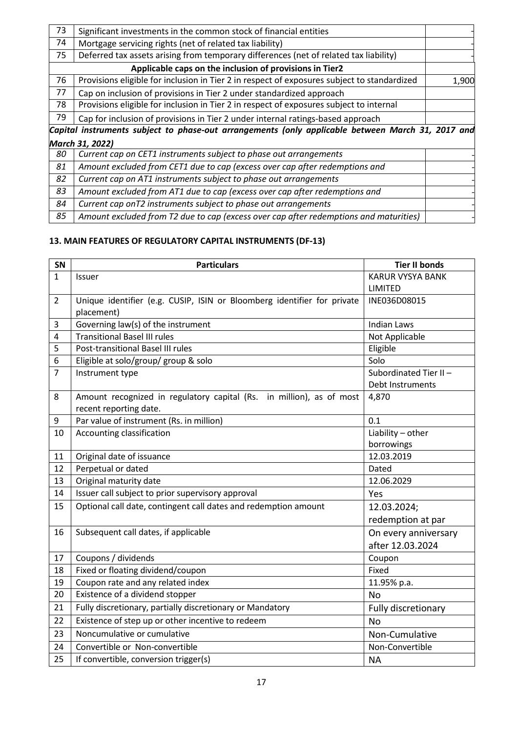| | | |
|---|---|---|
| 73 | Significant investments in the common stock of financial entities | - |
| 74 | Mortgage servicing rights (net of related tax liability) | - |
| 75 | Deferred tax assets arising from temporary differences (net of related tax liability) | - |
| | **Applicable caps on the inclusion of provisions in Tier2** | |
| 76 | Provisions eligible for inclusion in Tier 2 in respect of exposures subject to standardized | 1,900 |
| 77 | Cap on inclusion of provisions in Tier 2 under standardized approach | |
| 78 | Provisions eligible for inclusion in Tier 2 in respect of exposures subject to internal | |
| 79 | Cap for inclusion of provisions in Tier 2 under internal ratings-based approach | |
| ***Capital instruments subject to phase-out arrangements (only applicable between March 31, 2017 and March 31, 2022)*** | | |
| *80* | *Current cap on CET1 instruments subject to phase out arrangements* | - |
| *81* | *Amount excluded from CET1 due to cap (excess over cap after redemptions and* | - |
| *82* | *Current cap on AT1 instruments subject to phase out arrangements* | - |
| *83* | *Amount excluded from AT1 due to cap (excess over cap after redemptions and* | - |
| *84* | *Current cap onT2 instruments subject to phase out arrangements* | - |
| *85* | *Amount excluded from T2 due to cap (excess over cap after redemptions and maturities)* | - |

## 13. MAIN FEATURES OF REGULATORY CAPITAL INSTRUMENTS (DF-13)

| SN | Particulars | Tier II bonds |
|---|---|---|
| 1 | Issuer | KARUR VYSYA BANK LIMITED |
| 2 | Unique identifier (e.g. CUSIP, ISIN or Bloomberg identifier for private placement) | INE036D08015 |
| 3 | Governing law(s) of the instrument | Indian Laws |
| 4 | Transitional Basel III rules | Not Applicable |
| 5 | Post-transitional Basel III rules | Eligible |
| 6 | Eligible at solo/group/ group & solo | Solo |
| 7 | Instrument type | Subordinated Tier II – Debt Instruments |
| 8 | Amount recognized in regulatory capital (Rs. in million), as of most recent reporting date. | 4,870 |
| 9 | Par value of instrument (Rs. in million) | 0.1 |
| 10 | Accounting classification | Liability – other borrowings |
| 11 | Original date of issuance | 12.03.2019 |
| 12 | Perpetual or dated | Dated |
| 13 | Original maturity date | 12.06.2029 |
| 14 | Issuer call subject to prior supervisory approval | Yes |
| 15 | Optional call date, contingent call dates and redemption amount | 12.03.2024; redemption at par |
| 16 | Subsequent call dates, if applicable | On every anniversary after 12.03.2024 |
| 17 | Coupons / dividends | Coupon |
| 18 | Fixed or floating dividend/coupon | Fixed |
| 19 | Coupon rate and any related index | 11.95% p.a. |
| 20 | Existence of a dividend stopper | No |
| 21 | Fully discretionary, partially discretionary or Mandatory | Fully discretionary |
| 22 | Existence of step up or other incentive to redeem | No |
| 23 | Noncumulative or cumulative | Non-Cumulative |
| 24 | Convertible or Non-convertible | Non-Convertible |
| 25 | If convertible, conversion trigger(s) | NA |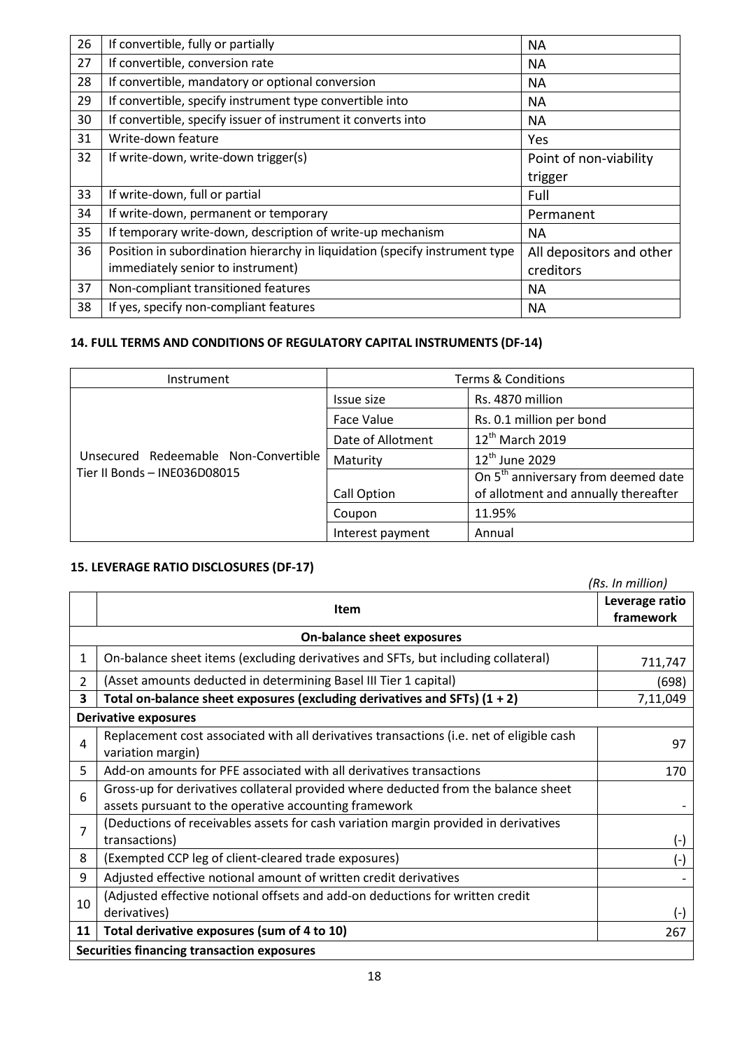| 26 | If convertible, fully or partially | NA |
|---|---|---|
| 27 | If convertible, conversion rate | NA |
| 28 | If convertible, mandatory or optional conversion | NA |
| 29 | If convertible, specify instrument type convertible into | NA |
| 30 | If convertible, specify issuer of instrument it converts into | NA |
| 31 | Write-down feature | Yes |
| 32 | If write-down, write-down trigger(s) | Point of non-viability trigger |
| 33 | If write-down, full or partial | Full |
| 34 | If write-down, permanent or temporary | Permanent |
| 35 | If temporary write-down, description of write-up mechanism | NA |
| 36 | Position in subordination hierarchy in liquidation (specify instrument type immediately senior to instrument) | All depositors and other creditors |
| 37 | Non-compliant transitioned features | NA |
| 38 | If yes, specify non-compliant features | NA |

### 14. FULL TERMS AND CONDITIONS OF REGULATORY CAPITAL INSTRUMENTS (DF-14)

| Instrument | Terms & Conditions | |
|---|---|---|
| Unsecured Redeemable Non-Convertible Tier II Bonds – INE036D08015 | Issue size | Rs. 4870 million |
| | Face Value | Rs. 0.1 million per bond |
| | Date of Allotment | 12th March 2019 |
| | Maturity | 12th June 2029 |
| | Call Option | On 5th anniversary from deemed date of allotment and annually thereafter |
| | Coupon | 11.95% |
| | Interest payment | Annual |

### 15. LEVERAGE RATIO DISCLOSURES (DF-17)

*(Rs. In million)*

| | Item | Leverage ratio framework |
|---|---|---|
| | **On-balance sheet exposures** | |
| 1 | On-balance sheet items (excluding derivatives and SFTs, but including collateral) | 711,747 |
| 2 | (Asset amounts deducted in determining Basel III Tier 1 capital) | (698) |
| **3** | **Total on-balance sheet exposures (excluding derivatives and SFTs) (1 + 2)** | 7,11,049 |
| | **Derivative exposures** | |
| 4 | Replacement cost associated with all derivatives transactions (i.e. net of eligible cash variation margin) | 97 |
| 5 | Add-on amounts for PFE associated with all derivatives transactions | 170 |
| 6 | Gross-up for derivatives collateral provided where deducted from the balance sheet assets pursuant to the operative accounting framework | - |
| 7 | (Deductions of receivables assets for cash variation margin provided in derivatives transactions) | (-) |
| 8 | (Exempted CCP leg of client-cleared trade exposures) | (-) |
| 9 | Adjusted effective notional amount of written credit derivatives | - |
| 10 | (Adjusted effective notional offsets and add-on deductions for written credit derivatives) | (-) |
| **11** | **Total derivative exposures (sum of 4 to 10)** | 267 |
| | **Securities financing transaction exposures** | |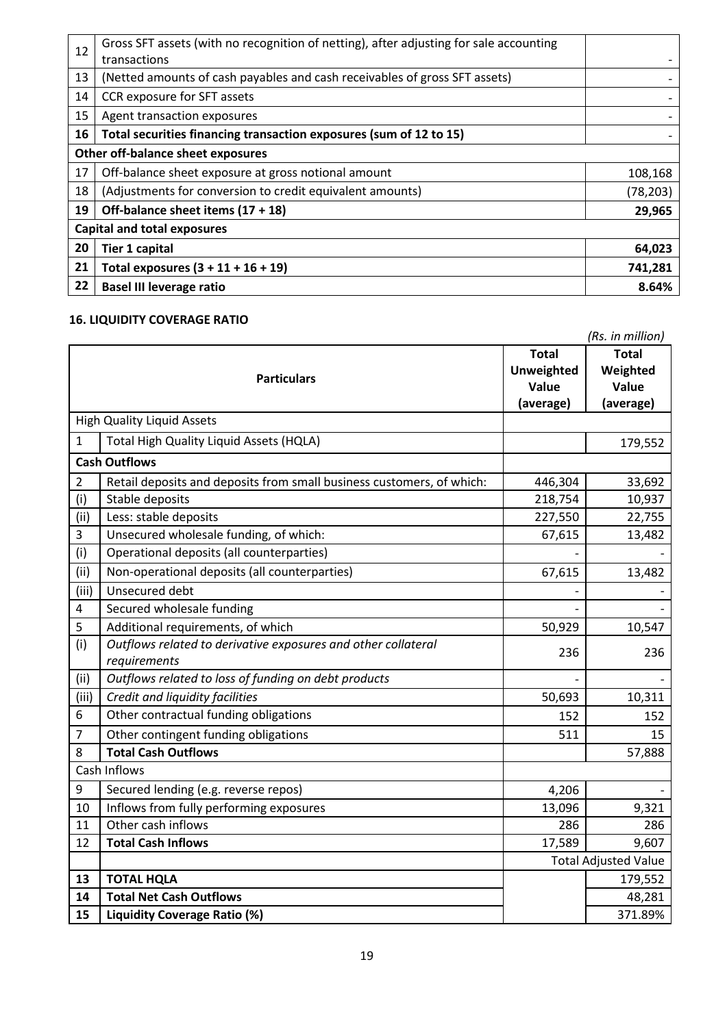| | | |
|---|---|---|
| 12 | Gross SFT assets (with no recognition of netting), after adjusting for sale accounting transactions | - |
| 13 | (Netted amounts of cash payables and cash receivables of gross SFT assets) | - |
| 14 | CCR exposure for SFT assets | - |
| 15 | Agent transaction exposures | - |
| **16** | **Total securities financing transaction exposures (sum of 12 to 15)** | - |
| **Other off-balance sheet exposures** | | |
| 17 | Off-balance sheet exposure at gross notional amount | 108,168 |
| 18 | (Adjustments for conversion to credit equivalent amounts) | (78,203) |
| **19** | **Off-balance sheet items (17 + 18)** | **29,965** |
| **Capital and total exposures** | | |
| **20** | **Tier 1 capital** | **64,023** |
| **21** | **Total exposures (3 + 11 + 16 + 19)** | **741,281** |
| **22** | **Basel III leverage ratio** | **8.64%** |

### 16. LIQUIDITY COVERAGE RATIO

*(Rs. in million)*

| | **Particulars** | **Total Unweighted Value (average)** | **Total Weighted Value (average)** |
|---|---|---|---|
| High Quality Liquid Assets | | | |
| 1 | Total High Quality Liquid Assets (HQLA) | | 179,552 |
| **Cash Outflows** | | | |
| 2 | Retail deposits and deposits from small business customers, of which: | 446,304 | 33,692 |
| (i) | Stable deposits | 218,754 | 10,937 |
| (ii) | Less: stable deposits | 227,550 | 22,755 |
| 3 | Unsecured wholesale funding, of which: | 67,615 | 13,482 |
| (i) | Operational deposits (all counterparties) | - | - |
| (ii) | Non-operational deposits (all counterparties) | 67,615 | 13,482 |
| (iii) | Unsecured debt | - | - |
| 4 | Secured wholesale funding | - | - |
| 5 | Additional requirements, of which | 50,929 | 10,547 |
| (i) | *Outflows related to derivative exposures and other collateral requirements* | 236 | 236 |
| (ii) | *Outflows related to loss of funding on debt products* | - | - |
| (iii) | *Credit and liquidity facilities* | 50,693 | 10,311 |
| 6 | Other contractual funding obligations | 152 | 152 |
| 7 | Other contingent funding obligations | 511 | 15 |
| 8 | **Total Cash Outflows** | | 57,888 |
| Cash Inflows | | | |
| 9 | Secured lending (e.g. reverse repos) | 4,206 | - |
| 10 | Inflows from fully performing exposures | 13,096 | 9,321 |
| 11 | Other cash inflows | 286 | 286 |
| 12 | **Total Cash Inflows** | 17,589 | 9,607 |
| | | | Total Adjusted Value |
| **13** | **TOTAL HQLA** | | 179,552 |
| **14** | **Total Net Cash Outflows** | | 48,281 |
| **15** | **Liquidity Coverage Ratio (%)** | | 371.89% |